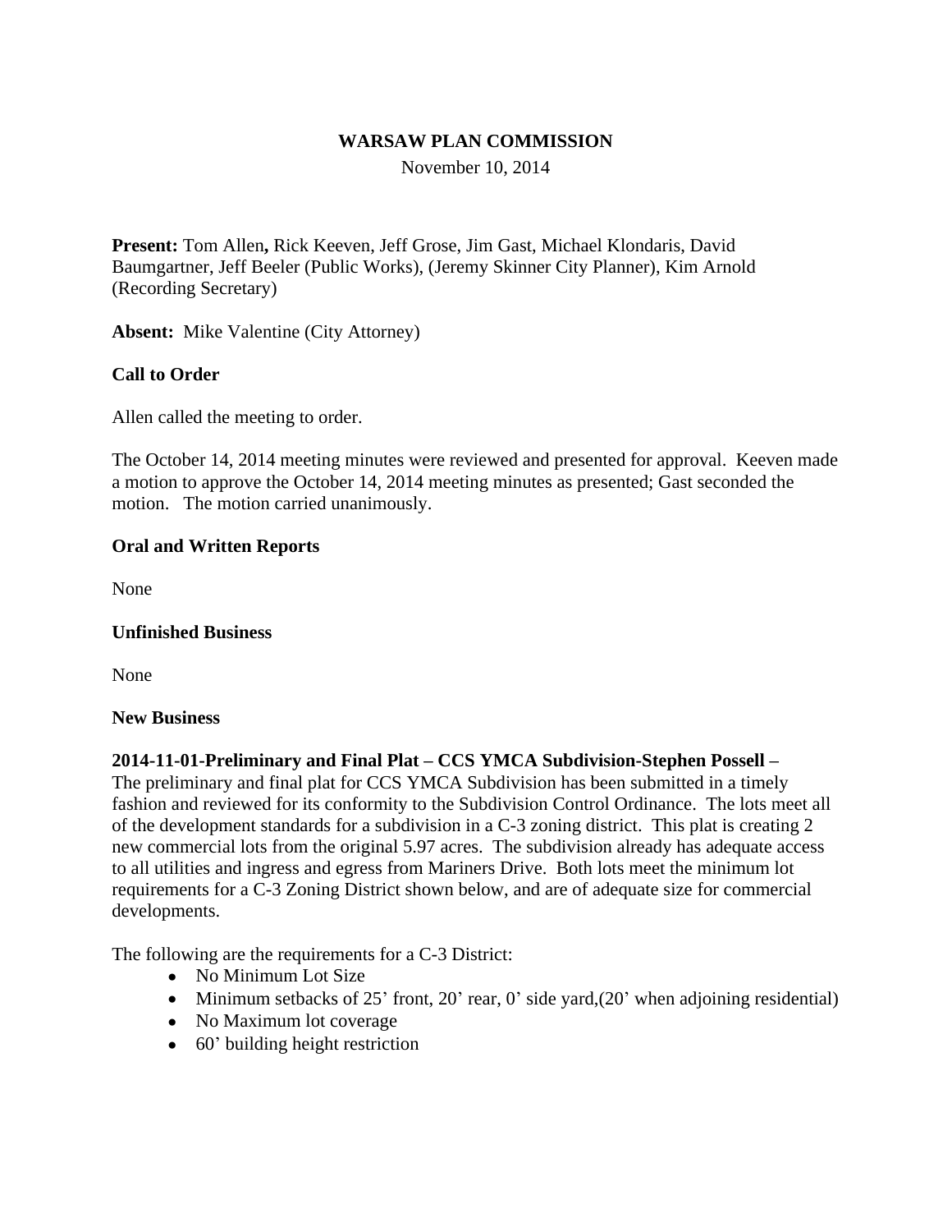**WARSAW PLAN COMMISSION**

November 10, 2014

**Present:** Tom Allen**,** Rick Keeven, Jeff Grose, Jim Gast, Michael Klondaris, David Baumgartner, Jeff Beeler (Public Works), (Jeremy Skinner City Planner), Kim Arnold (Recording Secretary)

**Absent:** Mike Valentine (City Attorney)

**Call to Order**

Allen called the meeting to order.

The October 14, 2014 meeting minutes were reviewed and presented for approval. Keeven made a motion to approve the October 14, 2014 meeting minutes as presented; Gast seconded the motion. The motion carried unanimously.

**Oral and Written Reports**

None

**Unfinished Business**

None

**New Business**

**2014-11-01-Preliminary and Final Plat – CCS YMCA Subdivision-Stephen Possell –**
The preliminary and final plat for CCS YMCA Subdivision has been submitted in a timely fashion and reviewed for its conformity to the Subdivision Control Ordinance. The lots meet all of the development standards for a subdivision in a C-3 zoning district. This plat is creating 2 new commercial lots from the original 5.97 acres. The subdivision already has adequate access to all utilities and ingress and egress from Mariners Drive. Both lots meet the minimum lot requirements for a C-3 Zoning District shown below, and are of adequate size for commercial developments.

The following are the requirements for a C-3 District:

- No Minimum Lot Size
- Minimum setbacks of 25' front, 20' rear, 0' side yard,(20' when adjoining residential)
- No Maximum lot coverage
- 60' building height restriction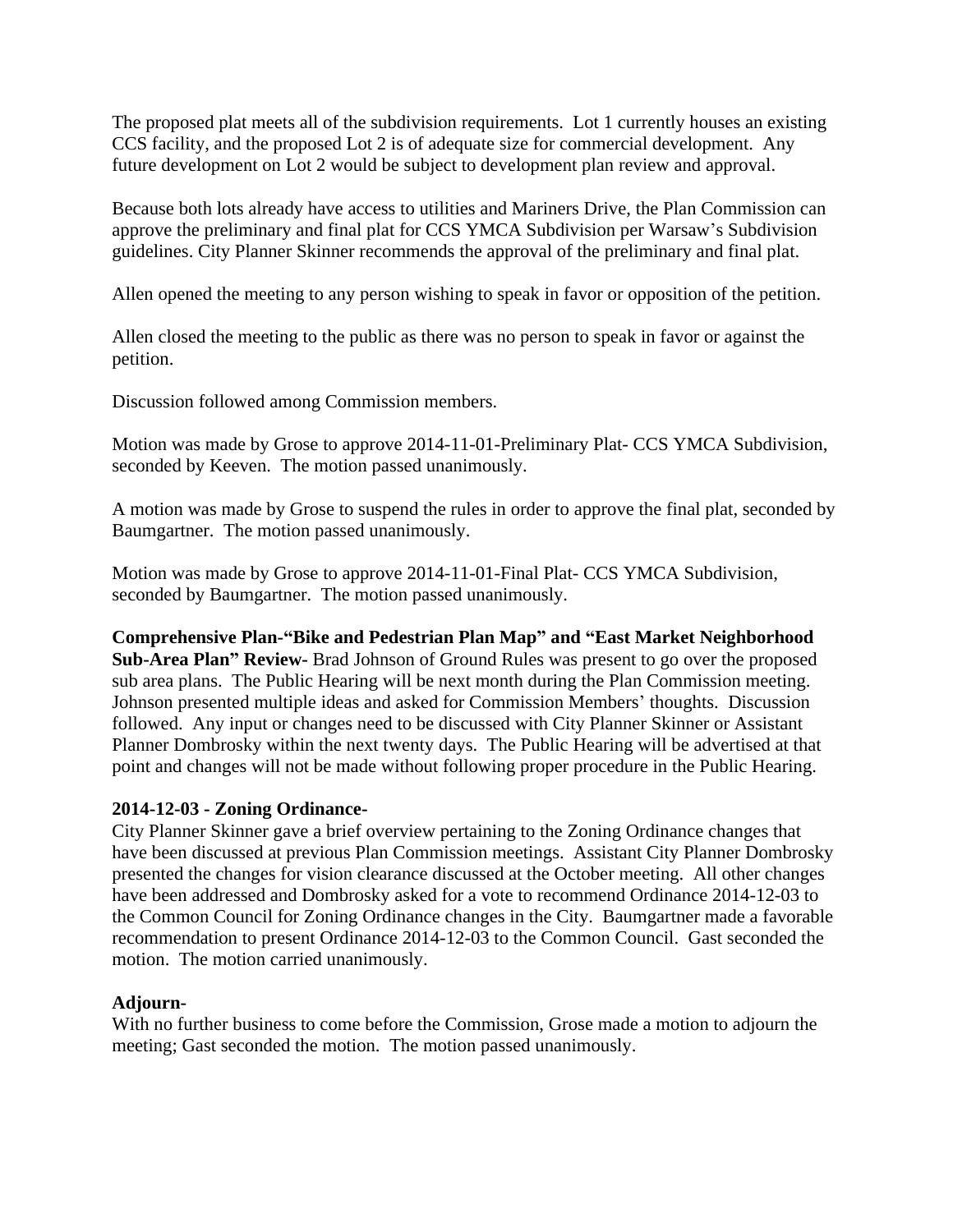The proposed plat meets all of the subdivision requirements. Lot 1 currently houses an existing CCS facility, and the proposed Lot 2 is of adequate size for commercial development. Any future development on Lot 2 would be subject to development plan review and approval.

Because both lots already have access to utilities and Mariners Drive, the Plan Commission can approve the preliminary and final plat for CCS YMCA Subdivision per Warsaw's Subdivision guidelines. City Planner Skinner recommends the approval of the preliminary and final plat.

Allen opened the meeting to any person wishing to speak in favor or opposition of the petition.

Allen closed the meeting to the public as there was no person to speak in favor or against the petition.

Discussion followed among Commission members.

Motion was made by Grose to approve 2014-11-01-Preliminary Plat- CCS YMCA Subdivision, seconded by Keeven. The motion passed unanimously.

A motion was made by Grose to suspend the rules in order to approve the final plat, seconded by Baumgartner. The motion passed unanimously.

Motion was made by Grose to approve 2014-11-01-Final Plat- CCS YMCA Subdivision, seconded by Baumgartner. The motion passed unanimously.

**Comprehensive Plan-"Bike and Pedestrian Plan Map" and "East Market Neighborhood Sub-Area Plan" Review-** Brad Johnson of Ground Rules was present to go over the proposed sub area plans. The Public Hearing will be next month during the Plan Commission meeting. Johnson presented multiple ideas and asked for Commission Members' thoughts. Discussion followed. Any input or changes need to be discussed with City Planner Skinner or Assistant Planner Dombrosky within the next twenty days. The Public Hearing will be advertised at that point and changes will not be made without following proper procedure in the Public Hearing.

**2014-12-03 - Zoning Ordinance-**

City Planner Skinner gave a brief overview pertaining to the Zoning Ordinance changes that have been discussed at previous Plan Commission meetings. Assistant City Planner Dombrosky presented the changes for vision clearance discussed at the October meeting. All other changes have been addressed and Dombrosky asked for a vote to recommend Ordinance 2014-12-03 to the Common Council for Zoning Ordinance changes in the City. Baumgartner made a favorable recommendation to present Ordinance 2014-12-03 to the Common Council. Gast seconded the motion. The motion carried unanimously.

**Adjourn-**

With no further business to come before the Commission, Grose made a motion to adjourn the meeting; Gast seconded the motion. The motion passed unanimously.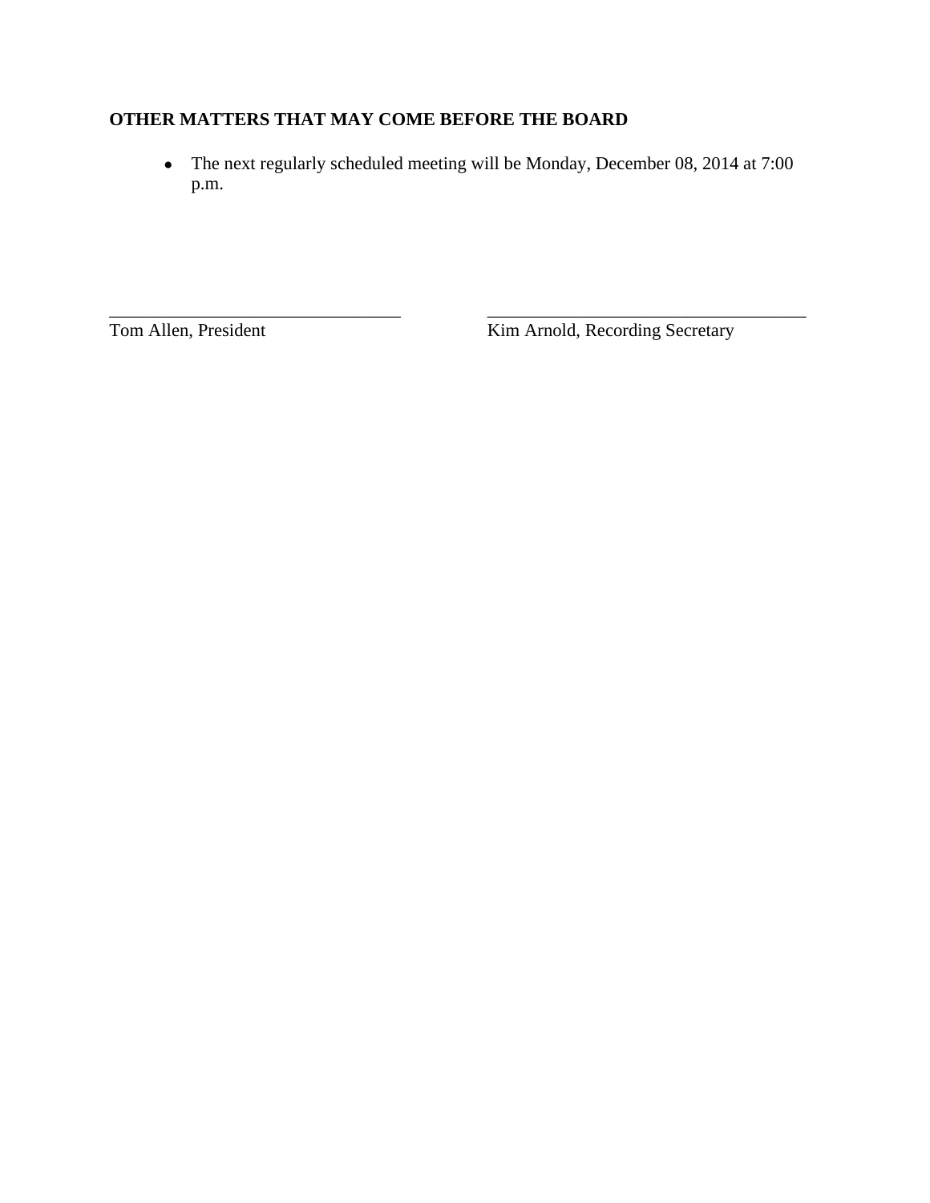**OTHER MATTERS THAT MAY COME BEFORE THE BOARD**

- The next regularly scheduled meeting will be Monday, December 08, 2014 at 7:00 p.m.

________________________________ ____________________________________

Tom Allen, President Kim Arnold, Recording Secretary